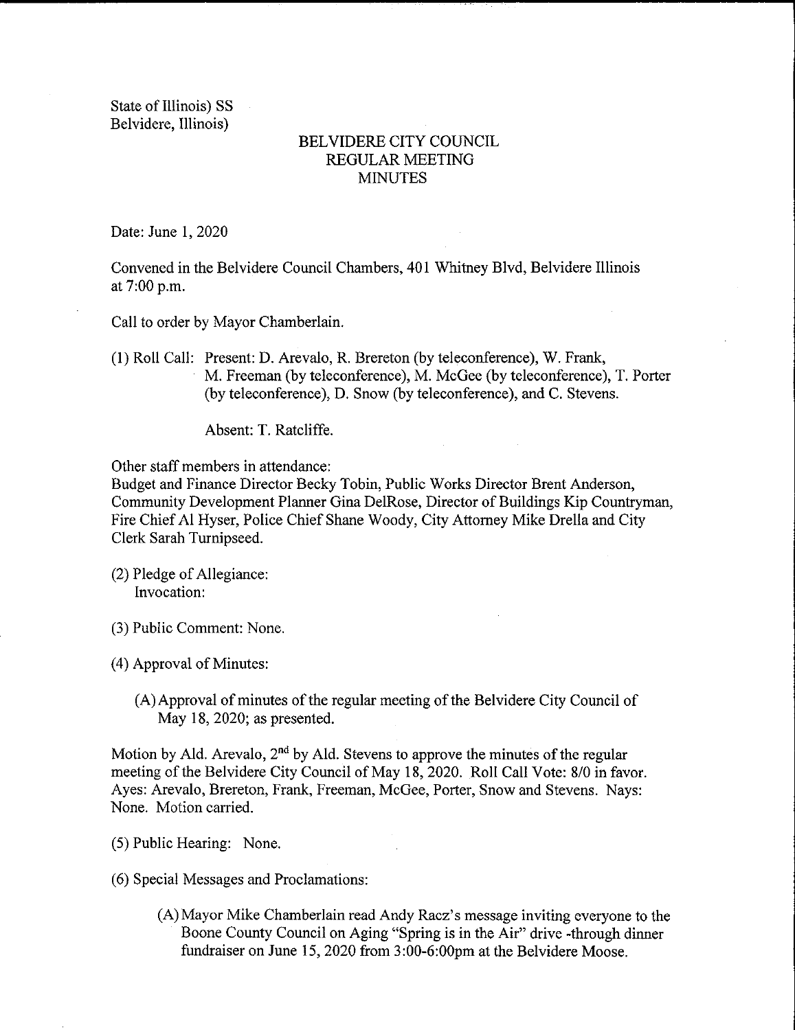State of Illinois) SS
Belvidere, Illinois)

# BELVIDERE CITY COUNCIL
## REGULAR MEETING
## MINUTES

Date: June 1, 2020

Convened in the Belvidere Council Chambers, 401 Whitney Blvd, Belvidere Illinois at 7:00 p.m.

Call to order by Mayor Chamberlain.

(1) Roll Call: Present: D. Arevalo, R. Brereton (by teleconference), W. Frank, M. Freeman (by teleconference), M. McGee (by teleconference), T. Porter (by teleconference), D. Snow (by teleconference), and C. Stevens.

Absent: T. Ratcliffe.

Other staff members in attendance:
Budget and Finance Director Becky Tobin, Public Works Director Brent Anderson, Community Development Planner Gina DelRose, Director of Buildings Kip Countryman, Fire Chief Al Hyser, Police Chief Shane Woody, City Attorney Mike Drella and City Clerk Sarah Turnipseed.

(2) Pledge of Allegiance:
Invocation:

(3) Public Comment: None.

(4) Approval of Minutes:

(A) Approval of minutes of the regular meeting of the Belvidere City Council of May 18, 2020; as presented.

Motion by Ald. Arevalo, 2nd by Ald. Stevens to approve the minutes of the regular meeting of the Belvidere City Council of May 18, 2020. Roll Call Vote: 8/0 in favor. Ayes: Arevalo, Brereton, Frank, Freeman, McGee, Porter, Snow and Stevens. Nays: None. Motion carried.

(5) Public Hearing: None.

(6) Special Messages and Proclamations:

(A) Mayor Mike Chamberlain read Andy Racz's message inviting everyone to the Boone County Council on Aging "Spring is in the Air" drive -through dinner fundraiser on June 15, 2020 from 3:00-6:00pm at the Belvidere Moose.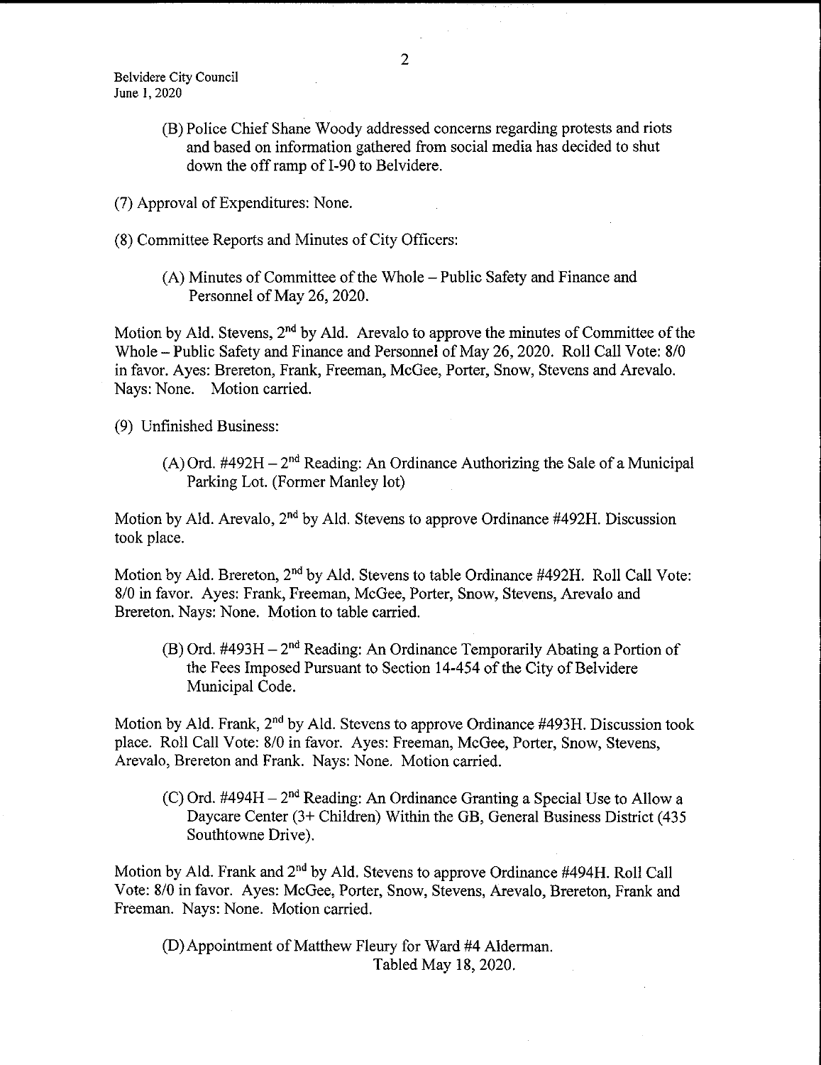(B) Police Chief Shane Woody addressed concerns regarding protests and riots and based on information gathered from social media has decided to shut down the off ramp of I-90 to Belvidere.

(7) Approval of Expenditures: None.

(8) Committee Reports and Minutes of City Officers:

(A) Minutes of Committee of the Whole – Public Safety and Finance and Personnel of May 26, 2020.

Motion by Ald. Stevens, 2nd by Ald. Arevalo to approve the minutes of Committee of the Whole – Public Safety and Finance and Personnel of May 26, 2020. Roll Call Vote: 8/0 in favor. Ayes: Brereton, Frank, Freeman, McGee, Porter, Snow, Stevens and Arevalo. Nays: None. Motion carried.

(9) Unfinished Business:

(A) Ord. #492H – 2nd Reading: An Ordinance Authorizing the Sale of a Municipal Parking Lot. (Former Manley lot)

Motion by Ald. Arevalo, 2nd by Ald. Stevens to approve Ordinance #492H. Discussion took place.

Motion by Ald. Brereton, 2nd by Ald. Stevens to table Ordinance #492H. Roll Call Vote: 8/0 in favor. Ayes: Frank, Freeman, McGee, Porter, Snow, Stevens, Arevalo and Brereton. Nays: None. Motion to table carried.

(B) Ord. #493H – 2nd Reading: An Ordinance Temporarily Abating a Portion of the Fees Imposed Pursuant to Section 14-454 of the City of Belvidere Municipal Code.

Motion by Ald. Frank, 2nd by Ald. Stevens to approve Ordinance #493H. Discussion took place. Roll Call Vote: 8/0 in favor. Ayes: Freeman, McGee, Porter, Snow, Stevens, Arevalo, Brereton and Frank. Nays: None. Motion carried.

(C) Ord. #494H – 2nd Reading: An Ordinance Granting a Special Use to Allow a Daycare Center (3+ Children) Within the GB, General Business District (435 Southtowne Drive).

Motion by Ald. Frank and 2nd by Ald. Stevens to approve Ordinance #494H. Roll Call Vote: 8/0 in favor. Ayes: McGee, Porter, Snow, Stevens, Arevalo, Brereton, Frank and Freeman. Nays: None. Motion carried.

(D) Appointment of Matthew Fleury for Ward #4 Alderman.
Tabled May 18, 2020.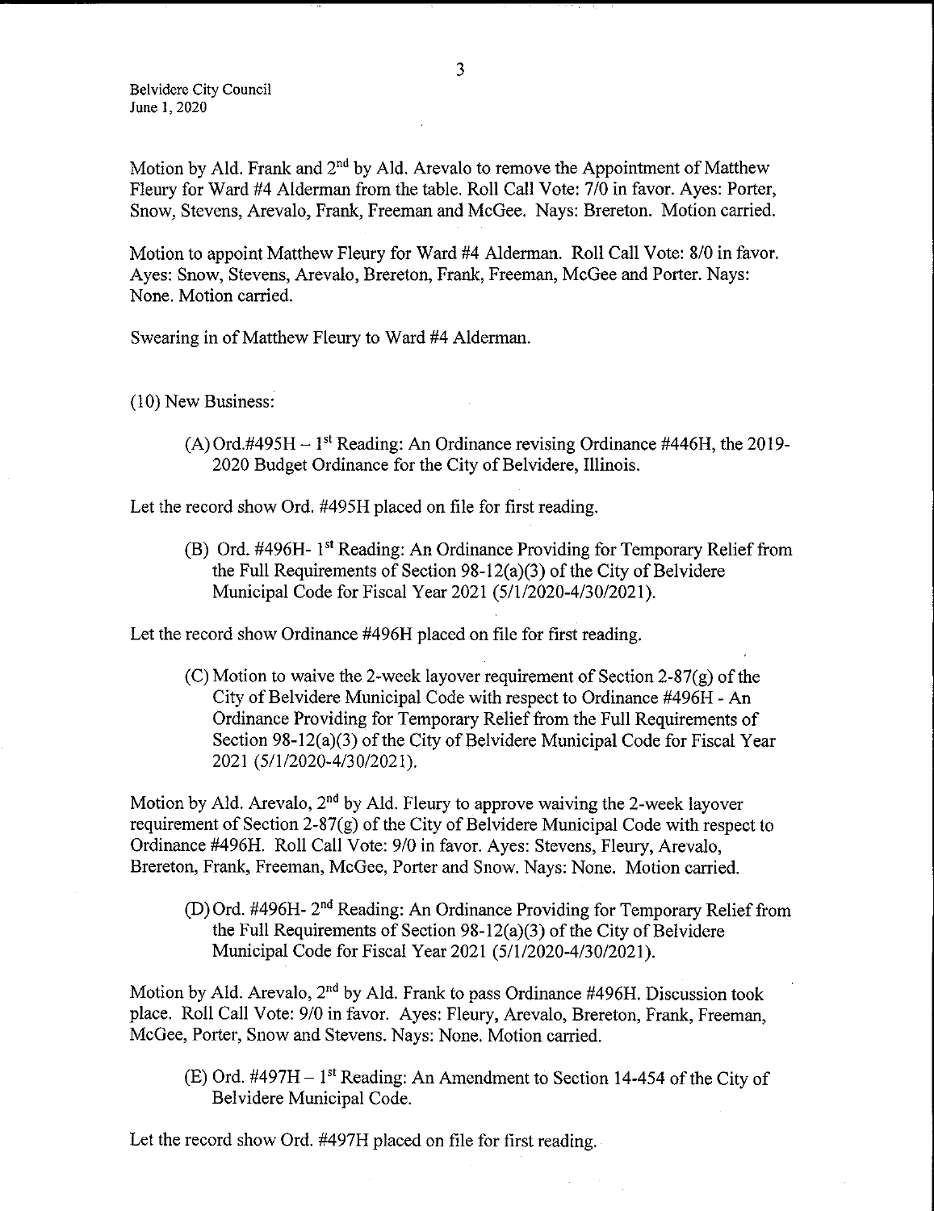Motion by Ald. Frank and 2nd by Ald. Arevalo to remove the Appointment of Matthew Fleury for Ward #4 Alderman from the table. Roll Call Vote: 7/0 in favor. Ayes: Porter, Snow, Stevens, Arevalo, Frank, Freeman and McGee. Nays: Brereton. Motion carried.

Motion to appoint Matthew Fleury for Ward #4 Alderman. Roll Call Vote: 8/0 in favor. Ayes: Snow, Stevens, Arevalo, Brereton, Frank, Freeman, McGee and Porter. Nays: None. Motion carried.

Swearing in of Matthew Fleury to Ward #4 Alderman.

(10) New Business:

> (A) Ord.#495H – 1st Reading: An Ordinance revising Ordinance #446H, the 2019-2020 Budget Ordinance for the City of Belvidere, Illinois.

Let the record show Ord. #495H placed on file for first reading.

> (B) Ord. #496H- 1st Reading: An Ordinance Providing for Temporary Relief from the Full Requirements of Section 98-12(a)(3) of the City of Belvidere Municipal Code for Fiscal Year 2021 (5/1/2020-4/30/2021).

Let the record show Ordinance #496H placed on file for first reading.

> (C) Motion to waive the 2-week layover requirement of Section 2-87(g) of the City of Belvidere Municipal Code with respect to Ordinance #496H - An Ordinance Providing for Temporary Relief from the Full Requirements of Section 98-12(a)(3) of the City of Belvidere Municipal Code for Fiscal Year 2021 (5/1/2020-4/30/2021).

Motion by Ald. Arevalo, 2nd by Ald. Fleury to approve waiving the 2-week layover requirement of Section 2-87(g) of the City of Belvidere Municipal Code with respect to Ordinance #496H. Roll Call Vote: 9/0 in favor. Ayes: Stevens, Fleury, Arevalo, Brereton, Frank, Freeman, McGee, Porter and Snow. Nays: None. Motion carried.

> (D) Ord. #496H- 2nd Reading: An Ordinance Providing for Temporary Relief from the Full Requirements of Section 98-12(a)(3) of the City of Belvidere Municipal Code for Fiscal Year 2021 (5/1/2020-4/30/2021).

Motion by Ald. Arevalo, 2nd by Ald. Frank to pass Ordinance #496H. Discussion took place. Roll Call Vote: 9/0 in favor. Ayes: Fleury, Arevalo, Brereton, Frank, Freeman, McGee, Porter, Snow and Stevens. Nays: None. Motion carried.

> (E) Ord. #497H – 1st Reading: An Amendment to Section 14-454 of the City of Belvidere Municipal Code.

Let the record show Ord. #497H placed on file for first reading.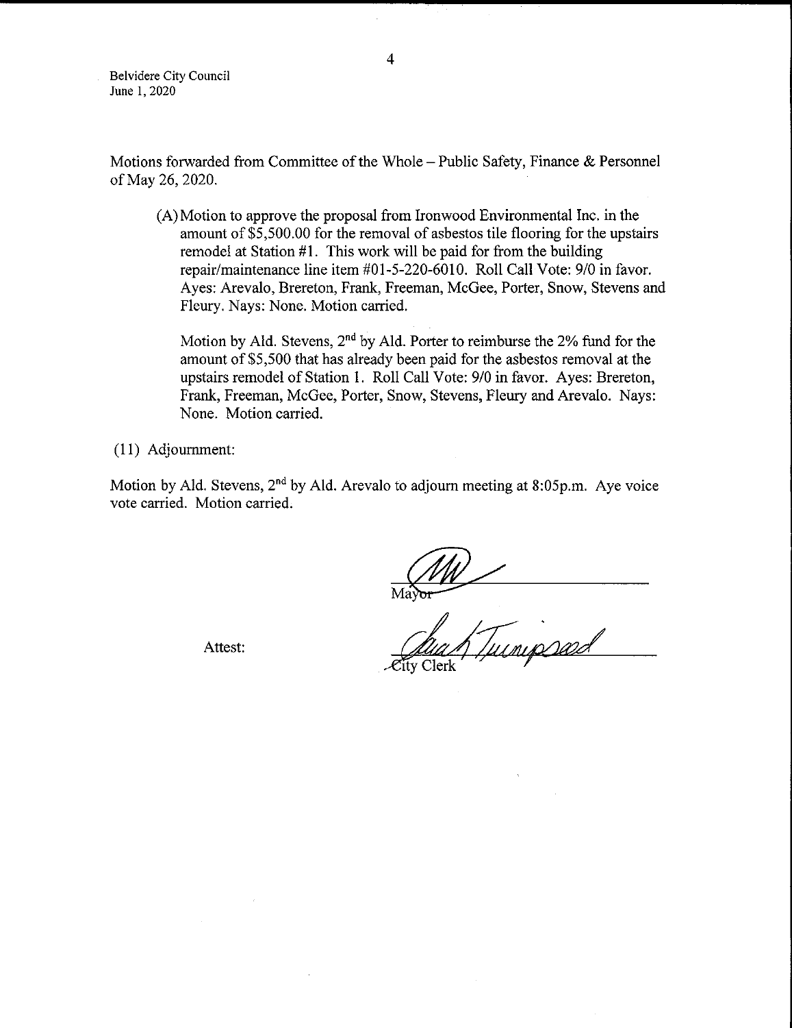Motions forwarded from Committee of the Whole – Public Safety, Finance & Personnel of May 26, 2020.

(A) Motion to approve the proposal from Ironwood Environmental Inc. in the amount of $5,500.00 for the removal of asbestos tile flooring for the upstairs remodel at Station #1. This work will be paid for from the building repair/maintenance line item #01-5-220-6010. Roll Call Vote: 9/0 in favor. Ayes: Arevalo, Brereton, Frank, Freeman, McGee, Porter, Snow, Stevens and Fleury. Nays: None. Motion carried.

Motion by Ald. Stevens, 2nd by Ald. Porter to reimburse the 2% fund for the amount of $5,500 that has already been paid for the asbestos removal at the upstairs remodel of Station 1. Roll Call Vote: 9/0 in favor. Ayes: Brereton, Frank, Freeman, McGee, Porter, Snow, Stevens, Fleury and Arevalo. Nays: None. Motion carried.

(11) Adjournment:

Motion by Ald. Stevens, 2nd by Ald. Arevalo to adjourn meeting at 8:05p.m. Aye voice vote carried. Motion carried.

Mayor

Attest:

City Clerk